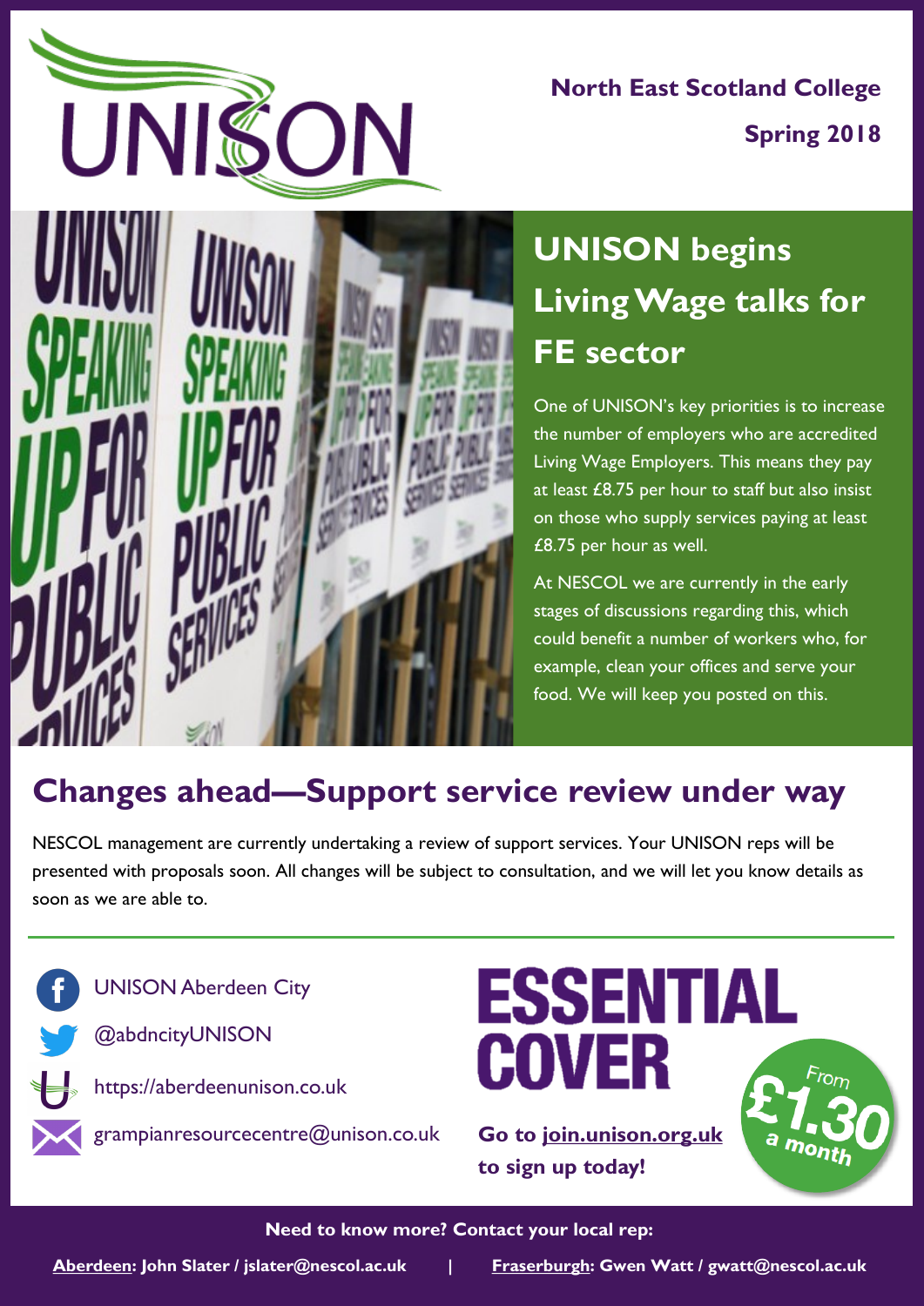UNISON

**North East Scotland College**

**Spring 2018**

## UNISON begins Living Wage talks for FE sector

One of UNISON's key priorities is to increase the number of employers who are accredited Living Wage Employers. This means they pay at least £8.75 per hour to staff but also insist on those who supply services paying at least £8.75 per hour as well.

At NESCOL we are currently in the early stages of discussions regarding this, which could benefit a number of workers who, for example, clean your offices and serve your food. We will keep you posted on this.

## Changes ahead—Support service review under way

NESCOL management are currently undertaking a review of support services. Your UNISON reps will be presented with proposals soon. All changes will be subject to consultation, and we will let you know details as soon as we are able to.

UNISON Aberdeen City

@abdncityUNISON

https://aberdeenunison.co.uk

grampianresourcecentre@unison.co.uk

**ESSENTIAL COVER**

From £1.30 a month

**Go to join.unison.org.uk to sign up today!**

**Need to know more? Contact your local rep:**

**Aberdeen: John Slater / jslater@nescol.ac.uk** | **Fraserburgh: Gwen Watt / gwatt@nescol.ac.uk**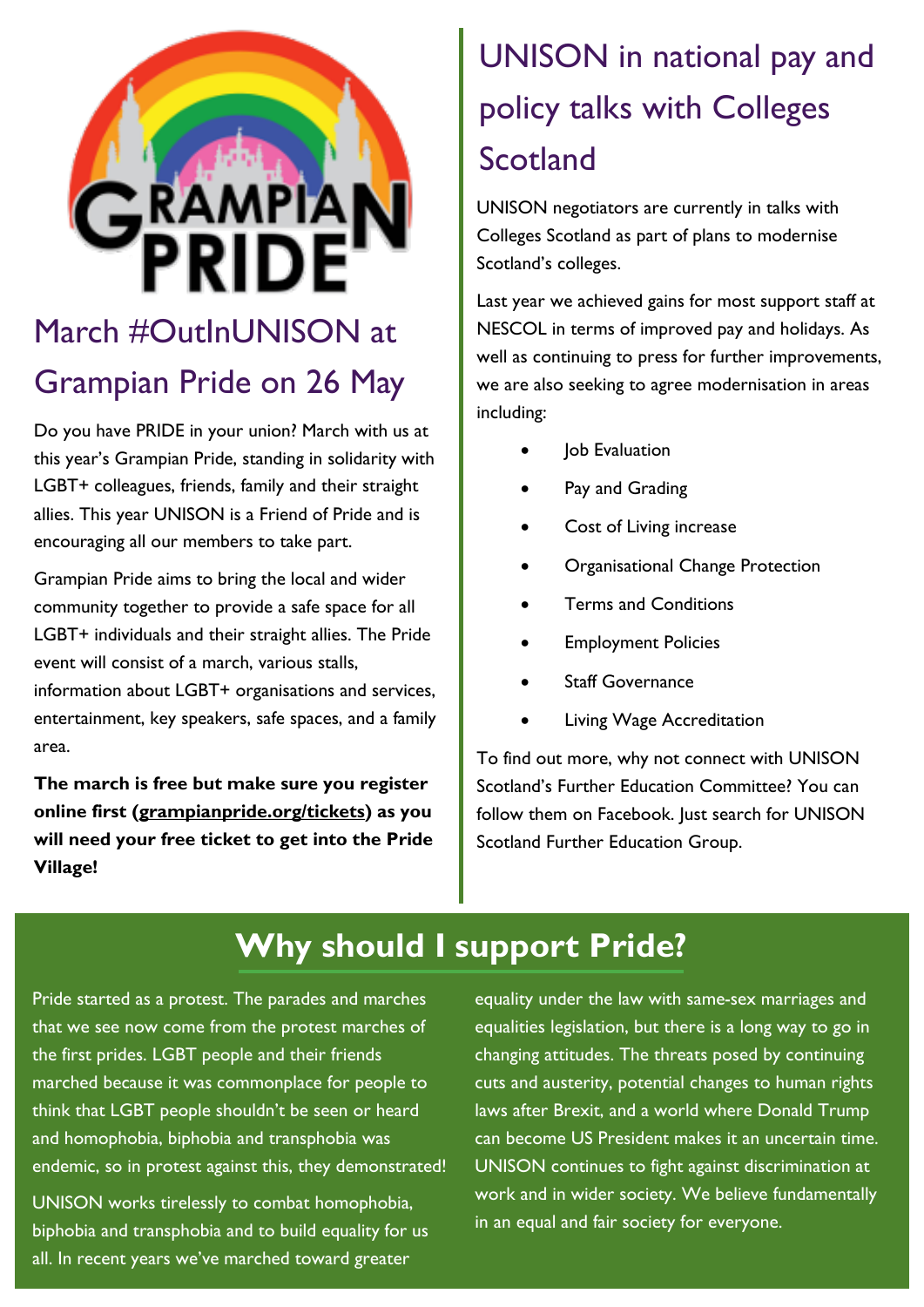## March #OutInUNISON at Grampian Pride on 26 May

Do you have PRIDE in your union? March with us at this year's Grampian Pride, standing in solidarity with LGBT+ colleagues, friends, family and their straight allies. This year UNISON is a Friend of Pride and is encouraging all our members to take part.

Grampian Pride aims to bring the local and wider community together to provide a safe space for all LGBT+ individuals and their straight allies. The Pride event will consist of a march, various stalls, information about LGBT+ organisations and services, entertainment, key speakers, safe spaces, and a family area.

**The march is free but make sure you register online first (grampianpride.org/tickets) as you will need your free ticket to get into the Pride Village!**

## UNISON in national pay and policy talks with Colleges Scotland

UNISON negotiators are currently in talks with Colleges Scotland as part of plans to modernise Scotland's colleges.

Last year we achieved gains for most support staff at NESCOL in terms of improved pay and holidays. As well as continuing to press for further improvements, we are also seeking to agree modernisation in areas including:

- Job Evaluation
- Pay and Grading
- Cost of Living increase
- Organisational Change Protection
- Terms and Conditions
- Employment Policies
- Staff Governance
- Living Wage Accreditation

To find out more, why not connect with UNISON Scotland's Further Education Committee? You can follow them on Facebook. Just search for UNISON Scotland Further Education Group.

## Why should I support Pride?

Pride started as a protest. The parades and marches that we see now come from the protest marches of the first prides. LGBT people and their friends marched because it was commonplace for people to think that LGBT people shouldn't be seen or heard and homophobia, biphobia and transphobia was endemic, so in protest against this, they demonstrated!

UNISON works tirelessly to combat homophobia, biphobia and transphobia and to build equality for us all. In recent years we've marched toward greater equality under the law with same-sex marriages and equalities legislation, but there is a long way to go in changing attitudes. The threats posed by continuing cuts and austerity, potential changes to human rights laws after Brexit, and a world where Donald Trump can become US President makes it an uncertain time. UNISON continues to fight against discrimination at work and in wider society. We believe fundamentally in an equal and fair society for everyone.